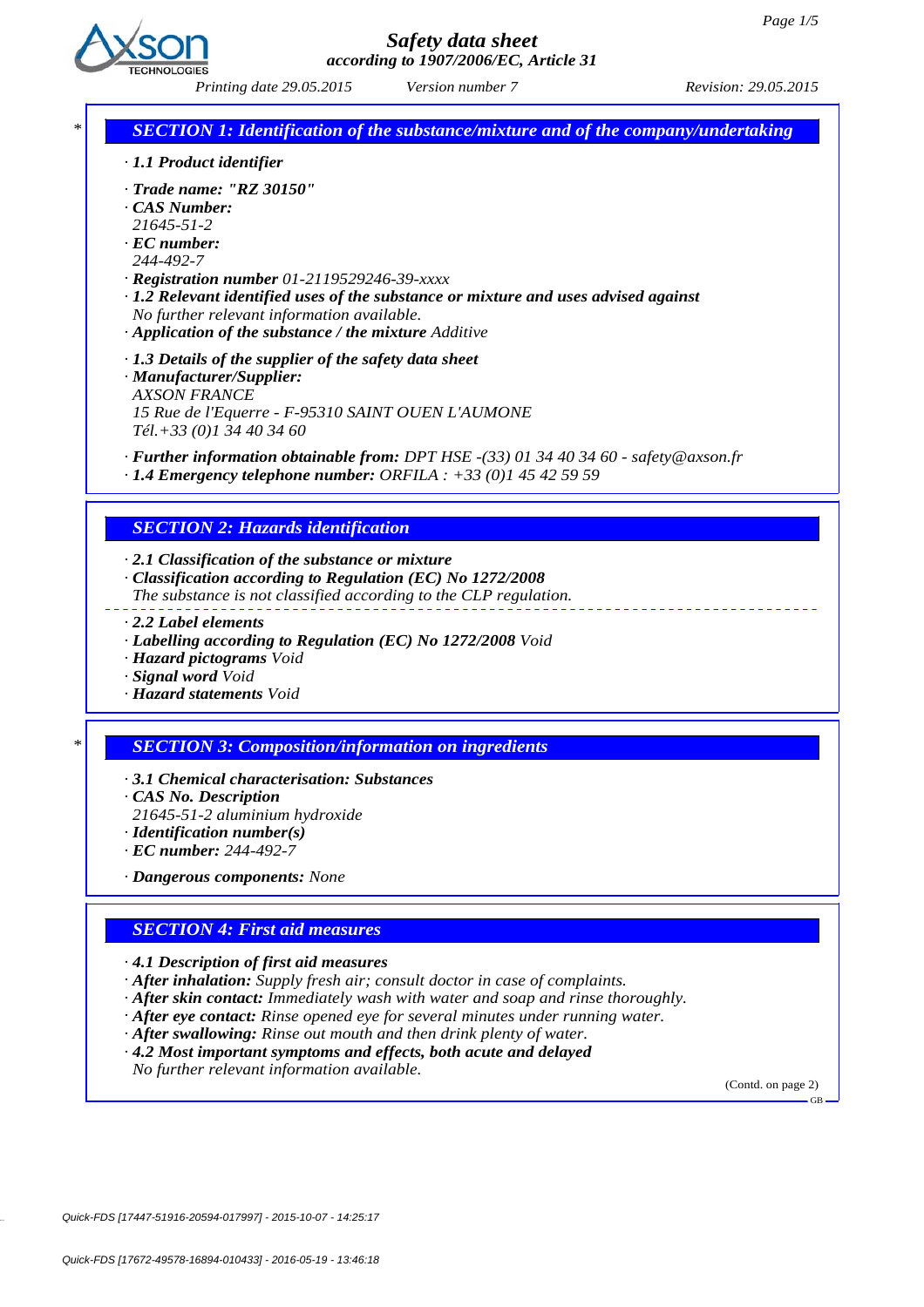# Safety data sheet

*according to 1907/2006/EC, Article 31*

*Printing date 29.05.2015* *Version number 7* *Revision: 29.05.2015*

## SECTION 1: Identification of the substance/mixture and of the company/undertaking

· **1.1 Product identifier**

· **Trade name: "RZ 30150"**
· **CAS Number:**
21645-51-2
· **EC number:**
244-492-7
· **Registration number** 01-2119529246-39-xxxx
· **1.2 Relevant identified uses of the substance or mixture and uses advised against**
No further relevant information available.
· **Application of the substance / the mixture** Additive

· **1.3 Details of the supplier of the safety data sheet**
· **Manufacturer/Supplier:**
AXSON FRANCE
15 Rue de l'Equerre - F-95310 SAINT OUEN L'AUMONE
Tél.+33 (0)1 34 40 34 60

· **Further information obtainable from:** DPT HSE -(33) 01 34 40 34 60 - safety@axson.fr
· **1.4 Emergency telephone number:** ORFILA : +33 (0)1 45 42 59 59

## SECTION 2: Hazards identification

· **2.1 Classification of the substance or mixture**
· **Classification according to Regulation (EC) No 1272/2008**
The substance is not classified according to the CLP regulation.

· **2.2 Label elements**
· **Labelling according to Regulation (EC) No 1272/2008** Void
· **Hazard pictograms** Void
· **Signal word** Void
· **Hazard statements** Void

## SECTION 3: Composition/information on ingredients

· **3.1 Chemical characterisation: Substances**
· **CAS No. Description**
21645-51-2 aluminium hydroxide
· **Identification number(s)**
· **EC number:** 244-492-7

· **Dangerous components:** None

## SECTION 4: First aid measures

· **4.1 Description of first aid measures**
· **After inhalation:** Supply fresh air; consult doctor in case of complaints.
· **After skin contact:** Immediately wash with water and soap and rinse thoroughly.
· **After eye contact:** Rinse opened eye for several minutes under running water.
· **After swallowing:** Rinse out mouth and then drink plenty of water.
· **4.2 Most important symptoms and effects, both acute and delayed**
No further relevant information available.

(Contd. on page 2)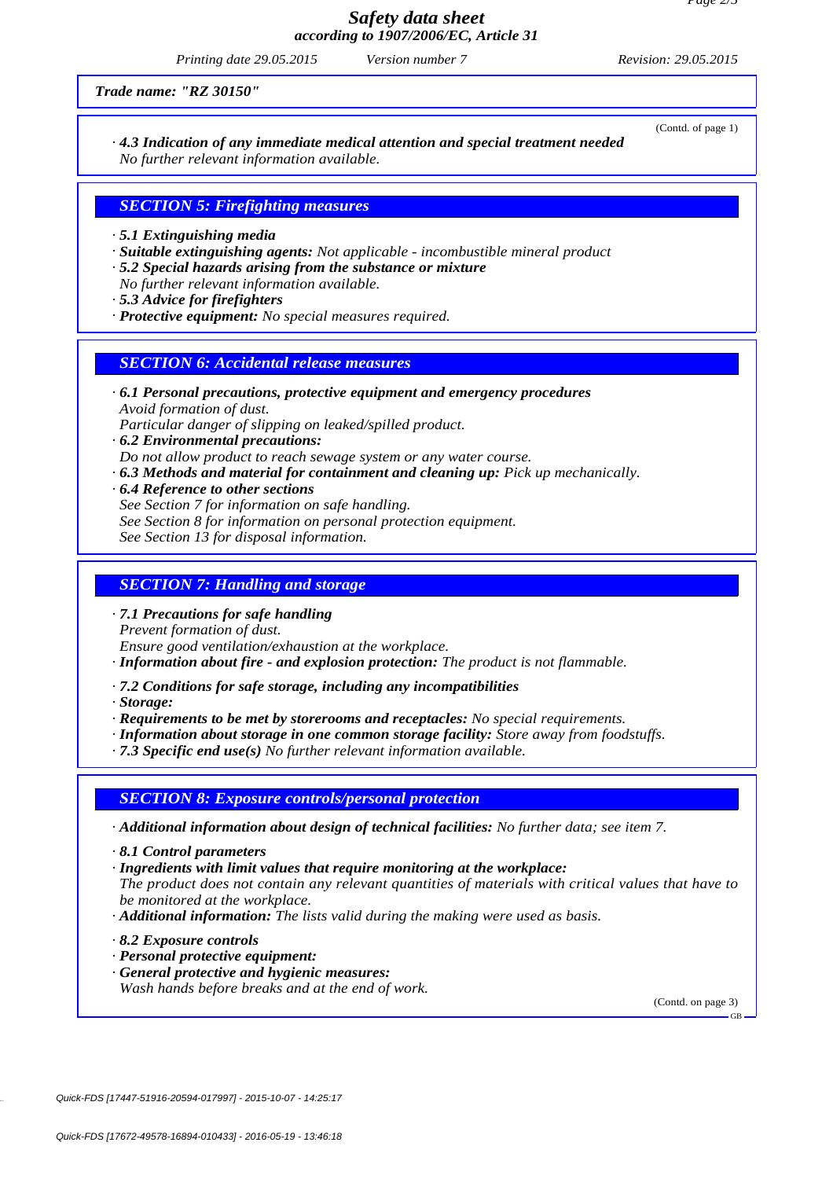*Trade name: "RZ 30150"*

(Contd. of page 1)

· **4.3 Indication of any immediate medical attention and special treatment needed**
No further relevant information available.

## SECTION 5: Firefighting measures

· **5.1 Extinguishing media**
· **Suitable extinguishing agents:** Not applicable - incombustible mineral product
· **5.2 Special hazards arising from the substance or mixture**
No further relevant information available.
· **5.3 Advice for firefighters**
· **Protective equipment:** No special measures required.

## SECTION 6: Accidental release measures

· **6.1 Personal precautions, protective equipment and emergency procedures**
Avoid formation of dust.
Particular danger of slipping on leaked/spilled product.
· **6.2 Environmental precautions:**
Do not allow product to reach sewage system or any water course.
· **6.3 Methods and material for containment and cleaning up:** Pick up mechanically.
· **6.4 Reference to other sections**
See Section 7 for information on safe handling.
See Section 8 for information on personal protection equipment.
See Section 13 for disposal information.

## SECTION 7: Handling and storage

· **7.1 Precautions for safe handling**
Prevent formation of dust.
Ensure good ventilation/exhaustion at the workplace.
· **Information about fire - and explosion protection:** The product is not flammable.

· **7.2 Conditions for safe storage, including any incompatibilities**
· **Storage:**
· **Requirements to be met by storerooms and receptacles:** No special requirements.
· **Information about storage in one common storage facility:** Store away from foodstuffs.
· **7.3 Specific end use(s)** No further relevant information available.

## SECTION 8: Exposure controls/personal protection

· **Additional information about design of technical facilities:** No further data; see item 7.

· **8.1 Control parameters**
· **Ingredients with limit values that require monitoring at the workplace:**
The product does not contain any relevant quantities of materials with critical values that have to be monitored at the workplace.
· **Additional information:** The lists valid during the making were used as basis.

· **8.2 Exposure controls**
· **Personal protective equipment:**
· **General protective and hygienic measures:**
Wash hands before breaks and at the end of work.

(Contd. on page 3)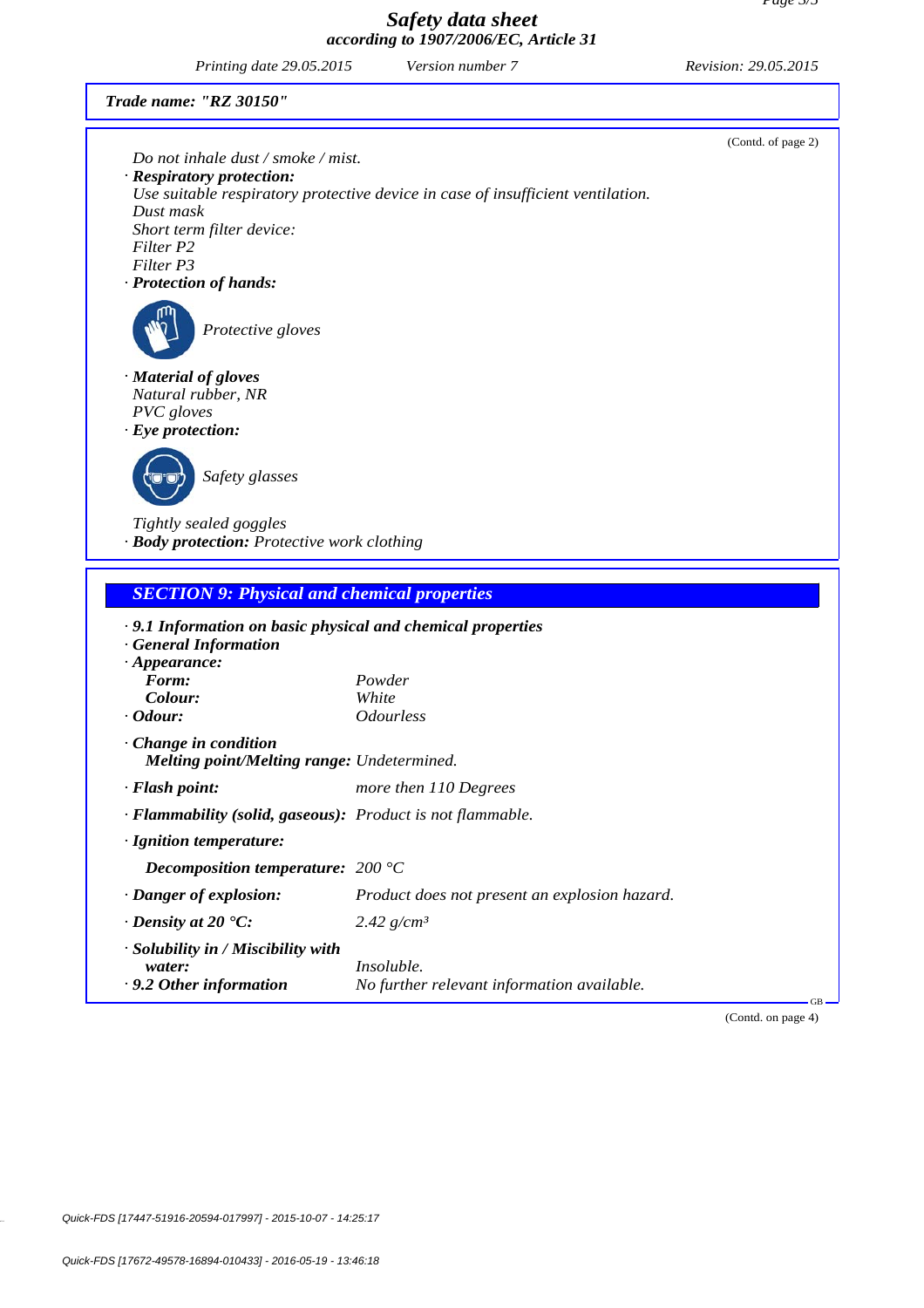# Safety data sheet
**according to 1907/2006/EC, Article 31**

*Printing date 29.05.2015* *Version number 7* *Revision: 29.05.2015*

***Trade name: "RZ 30150"***

(Contd. of page 2)

*Do not inhale dust / smoke / mist.*

· ***Respiratory protection:***
*Use suitable respiratory protective device in case of insufficient ventilation.*
*Dust mask*
*Short term filter device:*
*Filter P2*
*Filter P3*

· ***Protection of hands:***

*Protective gloves*

· ***Material of gloves***
*Natural rubber, NR*
*PVC gloves*

· ***Eye protection:***

*Safety glasses*

*Tightly sealed goggles*

· ***Body protection:*** *Protective work clothing*

## *SECTION 9: Physical and chemical properties*

· ***9.1 Information on basic physical and chemical properties***
· ***General Information***
· ***Appearance:***

| | |
|---|---|
| ***Form:*** | *Powder* |
| ***Colour:*** | *White* |
| · ***Odour:*** | *Odourless* |
| · ***Change in condition*** | |
| ***Melting point/Melting range:*** | *Undetermined.* |
| · ***Flash point:*** | *more then 110 Degrees* |
| · ***Flammability (solid, gaseous):*** | *Product is not flammable.* |
| · ***Ignition temperature:*** | |
| ***Decomposition temperature:*** | *200 °C* |
| · ***Danger of explosion:*** | *Product does not present an explosion hazard.* |
| · ***Density at 20 °C:*** | *2.42 g/cm³* |
| · ***Solubility in / Miscibility with water:*** | *Insoluble.* |
| · ***9.2 Other information*** | *No further relevant information available.* |

(Contd. on page 4)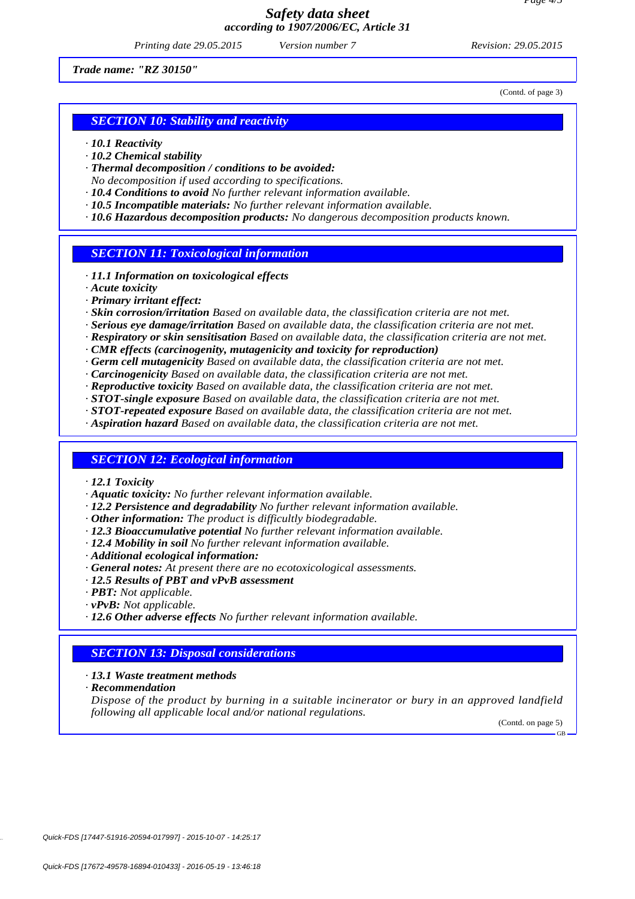*Trade name: "RZ 30150"*

(Contd. of page 3)

## *SECTION 10: Stability and reactivity*

- ***10.1 Reactivity***
- ***10.2 Chemical stability***
- ***Thermal decomposition / conditions to be avoided:***
  *No decomposition if used according to specifications.*
- ***10.4 Conditions to avoid*** *No further relevant information available.*
- ***10.5 Incompatible materials:*** *No further relevant information available.*
- ***10.6 Hazardous decomposition products:*** *No dangerous decomposition products known.*

## *SECTION 11: Toxicological information*

- ***11.1 Information on toxicological effects***
- ***Acute toxicity***
- ***Primary irritant effect:***
- ***Skin corrosion/irritation*** *Based on available data, the classification criteria are not met.*
- ***Serious eye damage/irritation*** *Based on available data, the classification criteria are not met.*
- ***Respiratory or skin sensitisation*** *Based on available data, the classification criteria are not met.*
- ***CMR effects (carcinogenity, mutagenicity and toxicity for reproduction)***
- ***Germ cell mutagenicity*** *Based on available data, the classification criteria are not met.*
- ***Carcinogenicity*** *Based on available data, the classification criteria are not met.*
- ***Reproductive toxicity*** *Based on available data, the classification criteria are not met.*
- ***STOT-single exposure*** *Based on available data, the classification criteria are not met.*
- ***STOT-repeated exposure*** *Based on available data, the classification criteria are not met.*
- ***Aspiration hazard*** *Based on available data, the classification criteria are not met.*

## *SECTION 12: Ecological information*

- ***12.1 Toxicity***
- ***Aquatic toxicity:*** *No further relevant information available.*
- ***12.2 Persistence and degradability*** *No further relevant information available.*
- ***Other information:*** *The product is difficultly biodegradable.*
- ***12.3 Bioaccumulative potential*** *No further relevant information available.*
- ***12.4 Mobility in soil*** *No further relevant information available.*
- ***Additional ecological information:***
- ***General notes:*** *At present there are no ecotoxicological assessments.*
- ***12.5 Results of PBT and vPvB assessment***
- ***PBT:*** *Not applicable.*
- ***vPvB:*** *Not applicable.*
- ***12.6 Other adverse effects*** *No further relevant information available.*

## *SECTION 13: Disposal considerations*

- ***13.1 Waste treatment methods***
- ***Recommendation***
  *Dispose of the product by burning in a suitable incinerator or bury in an approved landfield following all applicable local and/or national regulations.*

(Contd. on page 5)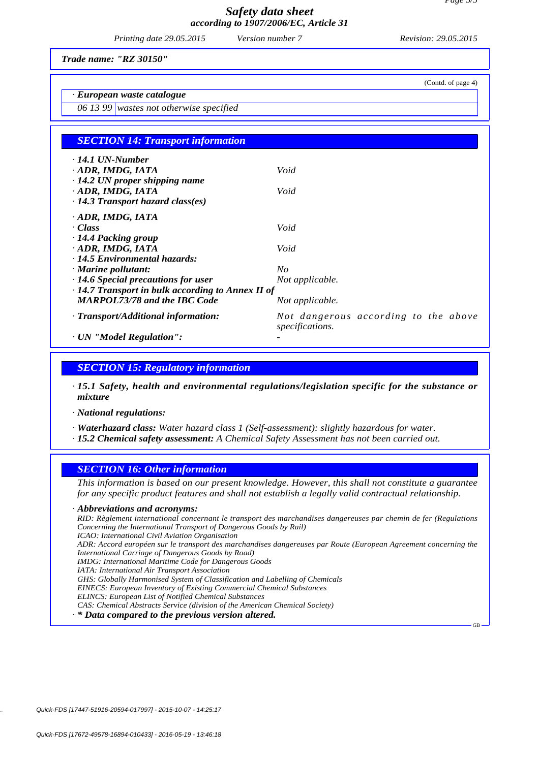**Trade name: "RZ 30150"**

(Contd. of page 4)

| · European waste catalogue | |
|---|---|
| 06 13 99 | wastes not otherwise specified |

## SECTION 14: Transport information

| | |
|---|---|
| **· 14.1 UN-Number** | |
| **· ADR, IMDG, IATA** | Void |
| **· 14.2 UN proper shipping name** | |
| **· ADR, IMDG, IATA** | Void |
| **· 14.3 Transport hazard class(es)** | |
| **· ADR, IMDG, IATA** | |
| **· Class** | Void |
| **· 14.4 Packing group** | |
| **· ADR, IMDG, IATA** | Void |
| **· 14.5 Environmental hazards:** | |
| **· Marine pollutant:** | No |
| **· 14.6 Special precautions for user** | Not applicable. |
| **· 14.7 Transport in bulk according to Annex II of MARPOL73/78 and the IBC Code** | Not applicable. |
| **· Transport/Additional information:** | Not dangerous according to the above specifications. |
| **· UN "Model Regulation":** | - |

## SECTION 15: Regulatory information

**· 15.1 Safety, health and environmental regulations/legislation specific for the substance or mixture**

**· National regulations:**

**· Waterhazard class:** Water hazard class 1 (Self-assessment): slightly hazardous for water.
**· 15.2 Chemical safety assessment:** A Chemical Safety Assessment has not been carried out.

## SECTION 16: Other information

This information is based on our present knowledge. However, this shall not constitute a guarantee for any specific product features and shall not establish a legally valid contractual relationship.

**· Abbreviations and acronyms:**

RID: Règlement international concernant le transport des marchandises dangereuses par chemin de fer (Regulations Concerning the International Transport of Dangerous Goods by Rail)
ICAO: International Civil Aviation Organisation
ADR: Accord européen sur le transport des marchandises dangereuses par Route (European Agreement concerning the International Carriage of Dangerous Goods by Road)
IMDG: International Maritime Code for Dangerous Goods
IATA: International Air Transport Association
GHS: Globally Harmonised System of Classification and Labelling of Chemicals
EINECS: European Inventory of Existing Commercial Chemical Substances
ELINCS: European List of Notified Chemical Substances
CAS: Chemical Abstracts Service (division of the American Chemical Society)

**· * Data compared to the previous version altered.**